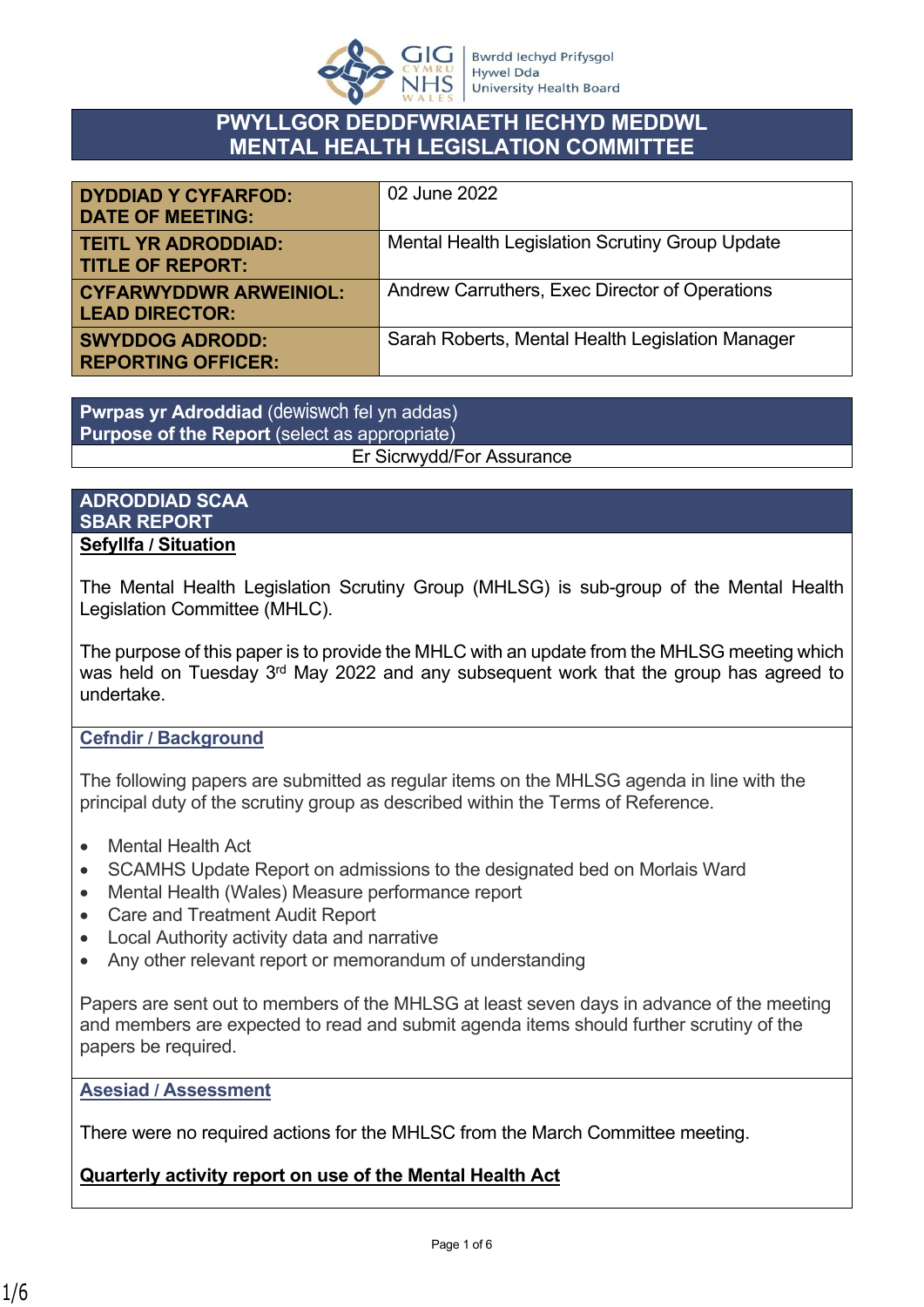# PWYLLGOR DEDDFWRIAETH IECHYD MEDDWL
# MENTAL HEALTH LEGISLATION COMMITTEE

| | |
|---|---|
| **DYDDIAD Y CYFARFOD: DATE OF MEETING:** | 02 June 2022 |
| **TEITL YR ADRODDIAD: TITLE OF REPORT:** | Mental Health Legislation Scrutiny Group Update |
| **CYFARWYDDWR ARWEINIOL: LEAD DIRECTOR:** | Andrew Carruthers, Exec Director of Operations |
| **SWYDDOG ADRODD: REPORTING OFFICER:** | Sarah Roberts, Mental Health Legislation Manager |

**Pwrpas yr Adroddiad** (dewiswch fel yn addas)
**Purpose of the Report** (select as appropriate)

Er Sicrwydd/For Assurance

## ADRODDIAD SCAA
## SBAR REPORT

**Sefyllfa / Situation**

The Mental Health Legislation Scrutiny Group (MHLSG) is sub-group of the Mental Health Legislation Committee (MHLC).

The purpose of this paper is to provide the MHLC with an update from the MHLSG meeting which was held on Tuesday 3rd May 2022 and any subsequent work that the group has agreed to undertake.

**Cefndir / Background**

The following papers are submitted as regular items on the MHLSG agenda in line with the principal duty of the scrutiny group as described within the Terms of Reference.

- Mental Health Act
- SCAMHS Update Report on admissions to the designated bed on Morlais Ward
- Mental Health (Wales) Measure performance report
- Care and Treatment Audit Report
- Local Authority activity data and narrative
- Any other relevant report or memorandum of understanding

Papers are sent out to members of the MHLSG at least seven days in advance of the meeting and members are expected to read and submit agenda items should further scrutiny of the papers be required.

**Asesiad / Assessment**

There were no required actions for the MHLSC from the March Committee meeting.

**Quarterly activity report on use of the Mental Health Act**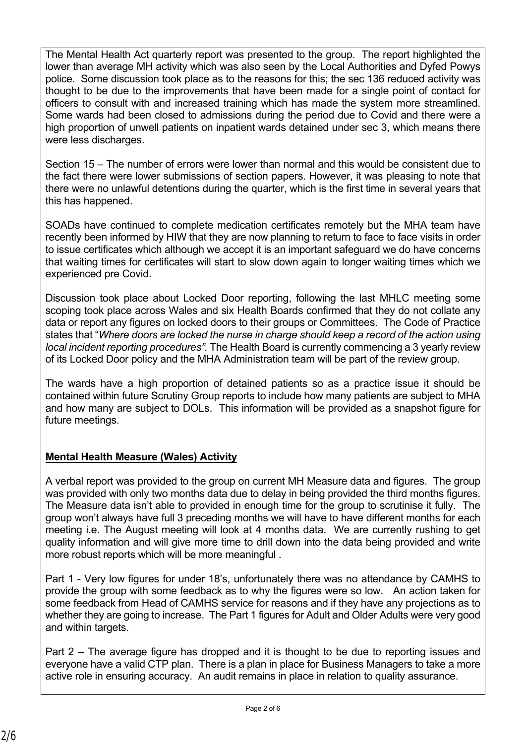The Mental Health Act quarterly report was presented to the group. The report highlighted the lower than average MH activity which was also seen by the Local Authorities and Dyfed Powys police. Some discussion took place as to the reasons for this; the sec 136 reduced activity was thought to be due to the improvements that have been made for a single point of contact for officers to consult with and increased training which has made the system more streamlined. Some wards had been closed to admissions during the period due to Covid and there were a high proportion of unwell patients on inpatient wards detained under sec 3, which means there were less discharges.

Section 15 – The number of errors were lower than normal and this would be consistent due to the fact there were lower submissions of section papers. However, it was pleasing to note that there were no unlawful detentions during the quarter, which is the first time in several years that this has happened.

SOADs have continued to complete medication certificates remotely but the MHA team have recently been informed by HIW that they are now planning to return to face to face visits in order to issue certificates which although we accept it is an important safeguard we do have concerns that waiting times for certificates will start to slow down again to longer waiting times which we experienced pre Covid.

Discussion took place about Locked Door reporting, following the last MHLC meeting some scoping took place across Wales and six Health Boards confirmed that they do not collate any data or report any figures on locked doors to their groups or Committees. The Code of Practice states that "*Where doors are locked the nurse in charge should keep a record of the action using local incident reporting procedures".* The Health Board is currently commencing a 3 yearly review of its Locked Door policy and the MHA Administration team will be part of the review group.

The wards have a high proportion of detained patients so as a practice issue it should be contained within future Scrutiny Group reports to include how many patients are subject to MHA and how many are subject to DOLs. This information will be provided as a snapshot figure for future meetings.

**Mental Health Measure (Wales) Activity**

A verbal report was provided to the group on current MH Measure data and figures. The group was provided with only two months data due to delay in being provided the third months figures. The Measure data isn't able to provided in enough time for the group to scrutinise it fully. The group won't always have full 3 preceding months we will have to have different months for each meeting i.e. The August meeting will look at 4 months data. We are currently rushing to get quality information and will give more time to drill down into the data being provided and write more robust reports which will be more meaningful .

Part 1 - Very low figures for under 18's, unfortunately there was no attendance by CAMHS to provide the group with some feedback as to why the figures were so low. An action taken for some feedback from Head of CAMHS service for reasons and if they have any projections as to whether they are going to increase. The Part 1 figures for Adult and Older Adults were very good and within targets.

Part 2 – The average figure has dropped and it is thought to be due to reporting issues and everyone have a valid CTP plan. There is a plan in place for Business Managers to take a more active role in ensuring accuracy. An audit remains in place in relation to quality assurance.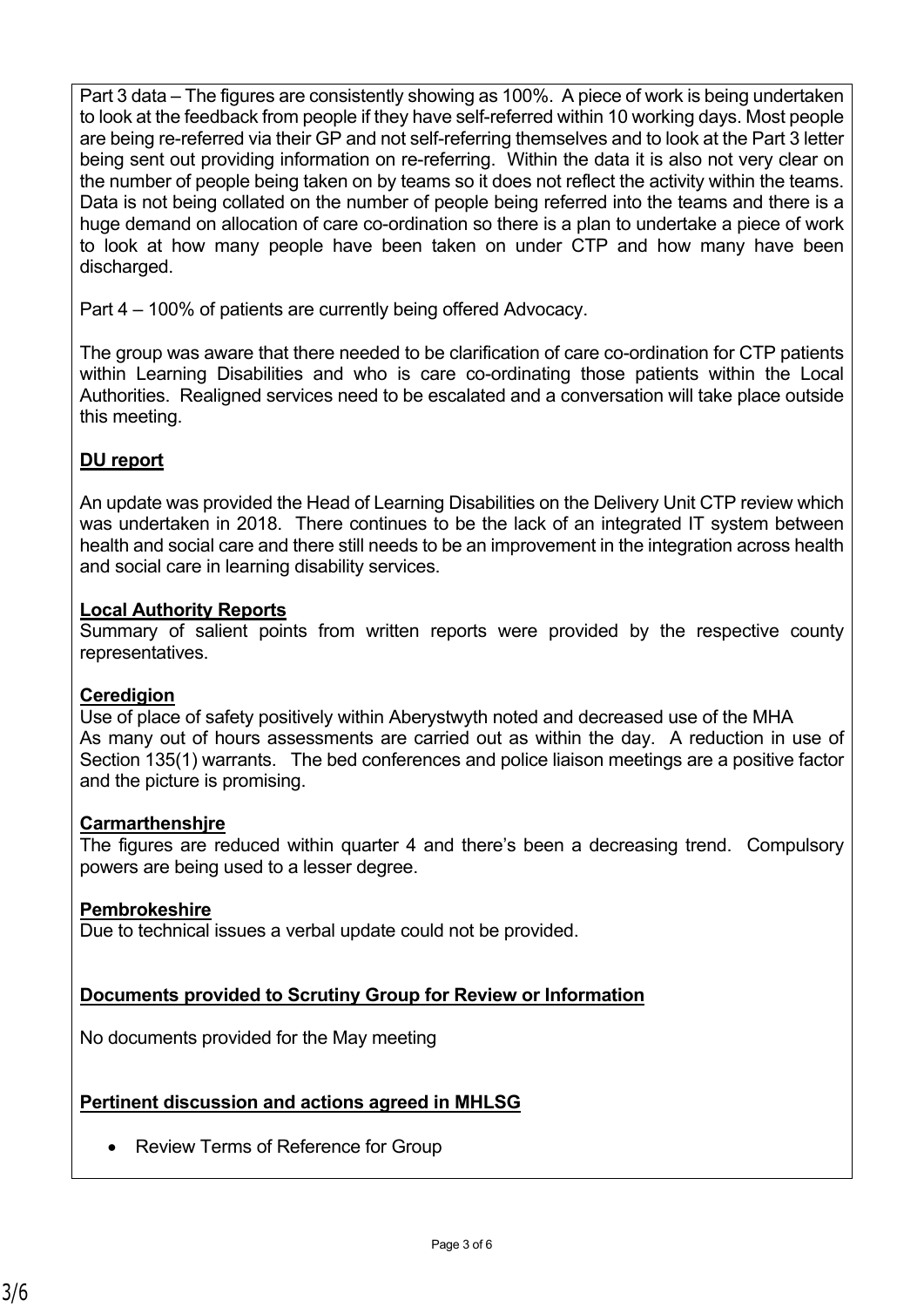Part 3 data – The figures are consistently showing as 100%. A piece of work is being undertaken to look at the feedback from people if they have self-referred within 10 working days. Most people are being re-referred via their GP and not self-referring themselves and to look at the Part 3 letter being sent out providing information on re-referring. Within the data it is also not very clear on the number of people being taken on by teams so it does not reflect the activity within the teams. Data is not being collated on the number of people being referred into the teams and there is a huge demand on allocation of care co-ordination so there is a plan to undertake a piece of work to look at how many people have been taken on under CTP and how many have been discharged.

Part 4 – 100% of patients are currently being offered Advocacy.

The group was aware that there needed to be clarification of care co-ordination for CTP patients within Learning Disabilities and who is care co-ordinating those patients within the Local Authorities. Realigned services need to be escalated and a conversation will take place outside this meeting.

**DU report**

An update was provided the Head of Learning Disabilities on the Delivery Unit CTP review which was undertaken in 2018. There continues to be the lack of an integrated IT system between health and social care and there still needs to be an improvement in the integration across health and social care in learning disability services.

**Local Authority Reports**

Summary of salient points from written reports were provided by the respective county representatives.

**Ceredigion**

Use of place of safety positively within Aberystwyth noted and decreased use of the MHA
As many out of hours assessments are carried out as within the day. A reduction in use of Section 135(1) warrants. The bed conferences and police liaison meetings are a positive factor and the picture is promising.

**Carmarthenshjre**

The figures are reduced within quarter 4 and there's been a decreasing trend. Compulsory powers are being used to a lesser degree.

**Pembrokeshire**

Due to technical issues a verbal update could not be provided.

**Documents provided to Scrutiny Group for Review or Information**

No documents provided for the May meeting

**Pertinent discussion and actions agreed in MHLSG**

- Review Terms of Reference for Group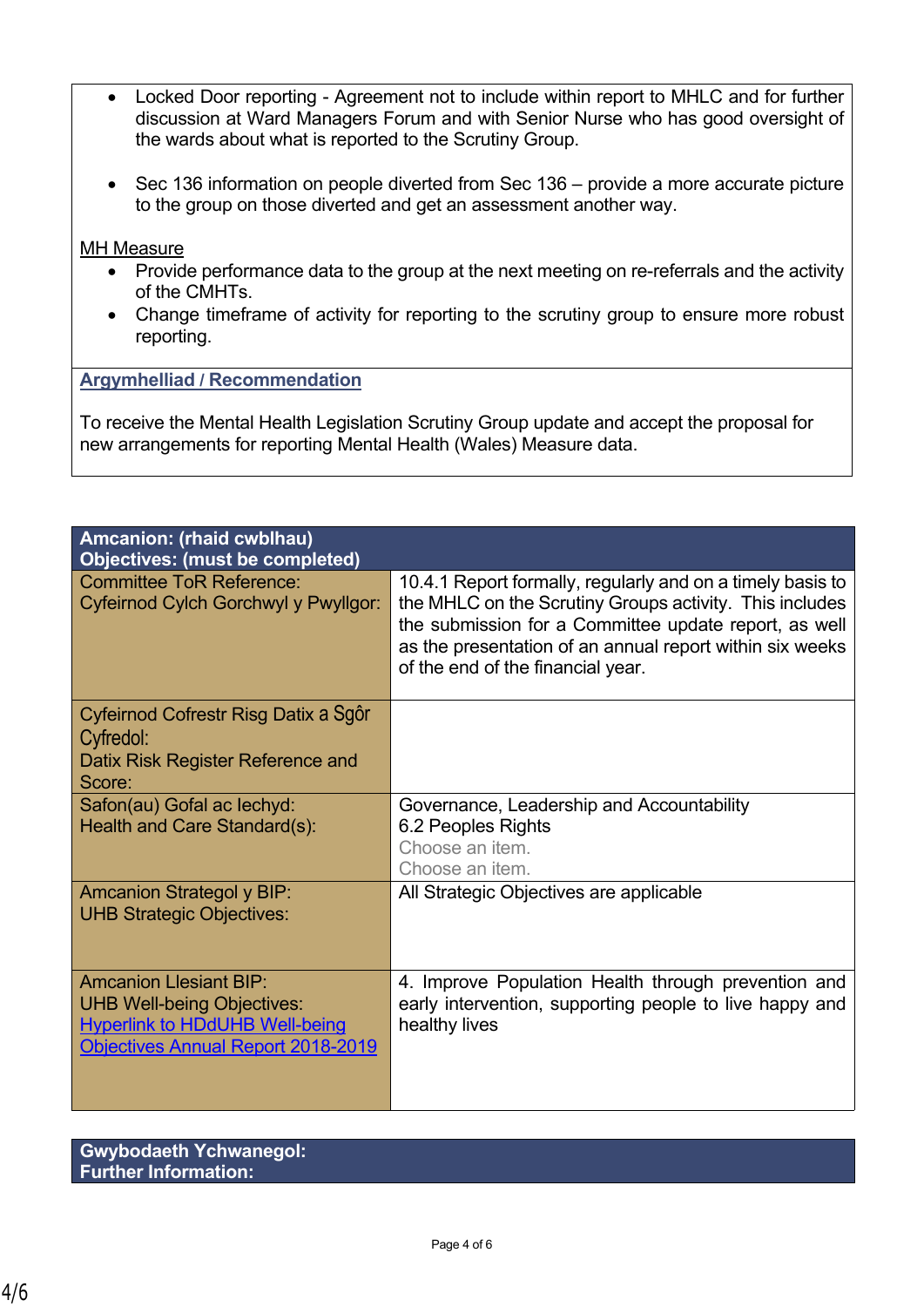- Locked Door reporting - Agreement not to include within report to MHLC and for further discussion at Ward Managers Forum and with Senior Nurse who has good oversight of the wards about what is reported to the Scrutiny Group.

- Sec 136 information on people diverted from Sec 136 – provide a more accurate picture to the group on those diverted and get an assessment another way.

MH Measure

- Provide performance data to the group at the next meeting on re-referrals and the activity of the CMHTs.
- Change timeframe of activity for reporting to the scrutiny group to ensure more robust reporting.

**Argymhelliad / Recommendation**

To receive the Mental Health Legislation Scrutiny Group update and accept the proposal for new arrangements for reporting Mental Health (Wales) Measure data.

| **Amcanion: (rhaid cwblhau)<br>Objectives: (must be completed)** | |
|---|---|
| Committee ToR Reference:<br>Cyfeirnod Cylch Gorchwyl y Pwyllgor: | 10.4.1 Report formally, regularly and on a timely basis to the MHLC on the Scrutiny Groups activity. This includes the submission for a Committee update report, as well as the presentation of an annual report within six weeks of the end of the financial year. |
| Cyfeirnod Cofrestr Risg Datix a Sgôr Cyfredol:<br>Datix Risk Register Reference and Score: | |
| Safon(au) Gofal ac Iechyd:<br>Health and Care Standard(s): | Governance, Leadership and Accountability<br>6.2 Peoples Rights<br>Choose an item.<br>Choose an item. |
| Amcanion Strategol y BIP:<br>UHB Strategic Objectives: | All Strategic Objectives are applicable |
| Amcanion Llesiant BIP:<br>UHB Well-being Objectives:<br>Hyperlink to HDdUHB Well-being Objectives Annual Report 2018-2019 | 4. Improve Population Health through prevention and early intervention, supporting people to live happy and healthy lives |

| **Gwybodaeth Ychwanegol:<br>Further Information:** |
|---|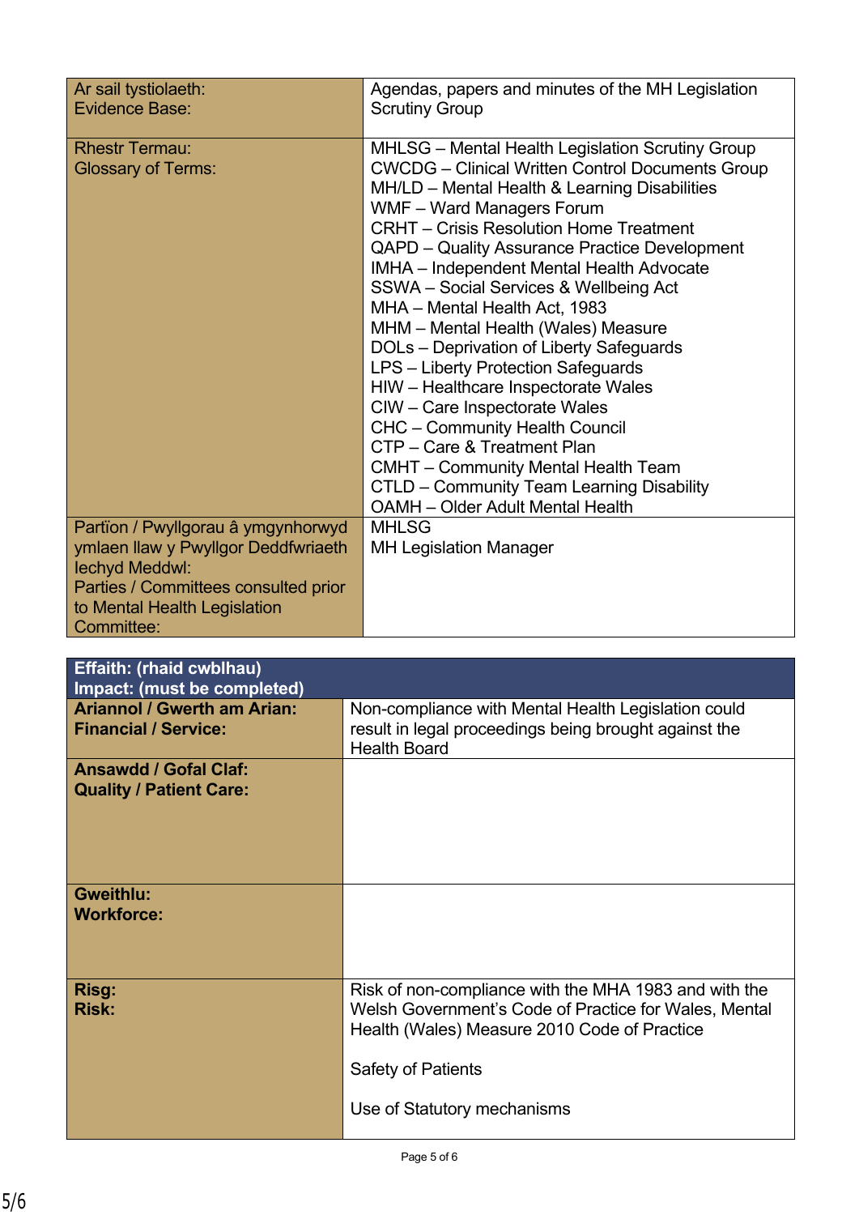| Ar sail tystiolaeth:<br>Evidence Base: | Agendas, papers and minutes of the MH Legislation Scrutiny Group |
|---|---|
| Rhestr Termau:<br>Glossary of Terms: | MHLSG – Mental Health Legislation Scrutiny Group<br>CWCDG – Clinical Written Control Documents Group<br>MH/LD – Mental Health & Learning Disabilities<br>WMF – Ward Managers Forum<br>CRHT – Crisis Resolution Home Treatment<br>QAPD – Quality Assurance Practice Development<br>IMHA – Independent Mental Health Advocate<br>SSWA – Social Services & Wellbeing Act<br>MHA – Mental Health Act, 1983<br>MHM – Mental Health (Wales) Measure<br>DOLs – Deprivation of Liberty Safeguards<br>LPS – Liberty Protection Safeguards<br>HIW – Healthcare Inspectorate Wales<br>CIW – Care Inspectorate Wales<br>CHC – Community Health Council<br>CTP – Care & Treatment Plan<br>CMHT – Community Mental Health Team<br>CTLD – Community Team Learning Disability<br>OAMH – Older Adult Mental Health |
| Partïon / Pwyllgorau â ymgynhorwyd ymlaen llaw y Pwyllgor Deddfwriaeth Iechyd Meddwl:<br>Parties / Committees consulted prior to Mental Health Legislation Committee: | MHLSG<br>MH Legislation Manager |

| **Effaith: (rhaid cwblhau)<br>Impact: (must be completed)** | |
|---|---|
| **Ariannol / Gwerth am Arian:<br>Financial / Service:** | Non-compliance with Mental Health Legislation could result in legal proceedings being brought against the Health Board |
| **Ansawdd / Gofal Claf:<br>Quality / Patient Care:** | |
| **Gweithlu:<br>Workforce:** | |
| **Risg:<br>Risk:** | Risk of non-compliance with the MHA 1983 and with the Welsh Government's Code of Practice for Wales, Mental Health (Wales) Measure 2010 Code of Practice<br><br>Safety of Patients<br><br>Use of Statutory mechanisms |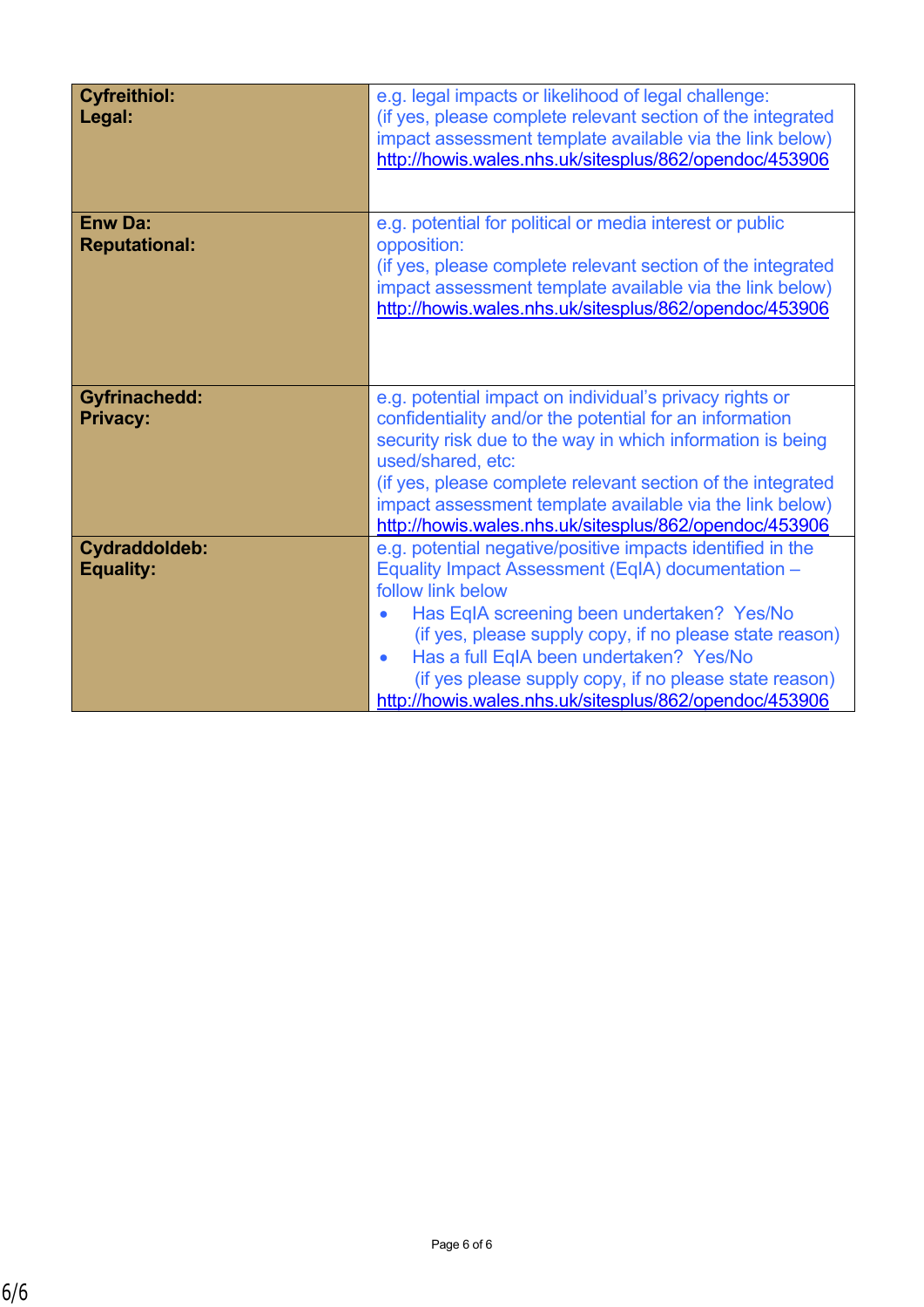| | |
|---|---|
| **Cyfreithiol:**<br>**Legal:** | e.g. legal impacts or likelihood of legal challenge:<br>(if yes, please complete relevant section of the integrated impact assessment template available via the link below)<br>http://howis.wales.nhs.uk/sitesplus/862/opendoc/453906 |
| **Enw Da:**<br>**Reputational:** | e.g. potential for political or media interest or public opposition:<br>(if yes, please complete relevant section of the integrated impact assessment template available via the link below)<br>http://howis.wales.nhs.uk/sitesplus/862/opendoc/453906 |
| **Gyfrinachedd:**<br>**Privacy:** | e.g. potential impact on individual's privacy rights or confidentiality and/or the potential for an information security risk due to the way in which information is being used/shared, etc:<br>(if yes, please complete relevant section of the integrated impact assessment template available via the link below)<br>http://howis.wales.nhs.uk/sitesplus/862/opendoc/453906 |
| **Cydraddoldeb:**<br>**Equality:** | e.g. potential negative/positive impacts identified in the Equality Impact Assessment (EqIA) documentation – follow link below<br>• Has EqIA screening been undertaken? Yes/No<br>(if yes, please supply copy, if no please state reason)<br>• Has a full EqIA been undertaken? Yes/No<br>(if yes please supply copy, if no please state reason)<br>http://howis.wales.nhs.uk/sitesplus/862/opendoc/453906 |